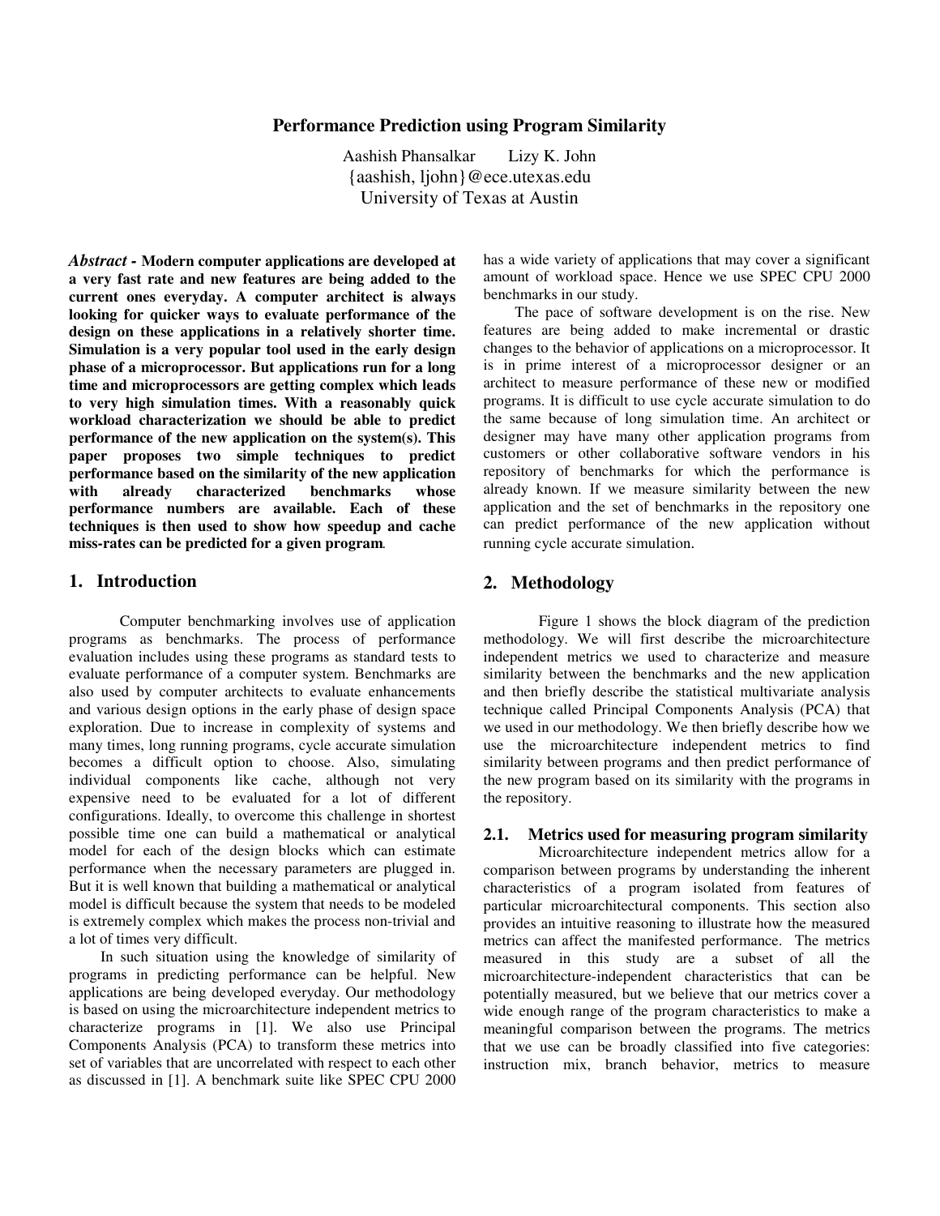# Performance Prediction using Program Similarity

Aashish Phansalkar Lizy K. John
{aashish, ljohn}@ece.utexas.edu
University of Texas at Austin

***Abstract*** **- Modern computer applications are developed at a very fast rate and new features are being added to the current ones everyday. A computer architect is always looking for quicker ways to evaluate performance of the design on these applications in a relatively shorter time. Simulation is a very popular tool used in the early design phase of a microprocessor. But applications run for a long time and microprocessors are getting complex which leads to very high simulation times. With a reasonably quick workload characterization we should be able to predict performance of the new application on the system(s). This paper proposes two simple techniques to predict performance based on the similarity of the new application with already characterized benchmarks whose performance numbers are available. Each of these techniques is then used to show how speedup and cache miss-rates can be predicted for a given program***.*

## 1. Introduction

Computer benchmarking involves use of application programs as benchmarks. The process of performance evaluation includes using these programs as standard tests to evaluate performance of a computer system. Benchmarks are also used by computer architects to evaluate enhancements and various design options in the early phase of design space exploration. Due to increase in complexity of systems and many times, long running programs, cycle accurate simulation becomes a difficult option to choose. Also, simulating individual components like cache, although not very expensive need to be evaluated for a lot of different configurations. Ideally, to overcome this challenge in shortest possible time one can build a mathematical or analytical model for each of the design blocks which can estimate performance when the necessary parameters are plugged in. But it is well known that building a mathematical or analytical model is difficult because the system that needs to be modeled is extremely complex which makes the process non-trivial and a lot of times very difficult.

In such situation using the knowledge of similarity of programs in predicting performance can be helpful. New applications are being developed everyday. Our methodology is based on using the microarchitecture independent metrics to characterize programs in [1]. We also use Principal Components Analysis (PCA) to transform these metrics into set of variables that are uncorrelated with respect to each other as discussed in [1]. A benchmark suite like SPEC CPU 2000 has a wide variety of applications that may cover a significant amount of workload space. Hence we use SPEC CPU 2000 benchmarks in our study.

The pace of software development is on the rise. New features are being added to make incremental or drastic changes to the behavior of applications on a microprocessor. It is in prime interest of a microprocessor designer or an architect to measure performance of these new or modified programs. It is difficult to use cycle accurate simulation to do the same because of long simulation time. An architect or designer may have many other application programs from customers or other collaborative software vendors in his repository of benchmarks for which the performance is already known. If we measure similarity between the new application and the set of benchmarks in the repository one can predict performance of the new application without running cycle accurate simulation.

## 2. Methodology

Figure 1 shows the block diagram of the prediction methodology. We will first describe the microarchitecture independent metrics we used to characterize and measure similarity between the benchmarks and the new application and then briefly describe the statistical multivariate analysis technique called Principal Components Analysis (PCA) that we used in our methodology. We then briefly describe how we use the microarchitecture independent metrics to find similarity between programs and then predict performance of the new program based on its similarity with the programs in the repository.

### 2.1. Metrics used for measuring program similarity

Microarchitecture independent metrics allow for a comparison between programs by understanding the inherent characteristics of a program isolated from features of particular microarchitectural components. This section also provides an intuitive reasoning to illustrate how the measured metrics can affect the manifested performance. The metrics measured in this study are a subset of all the microarchitecture-independent characteristics that can be potentially measured, but we believe that our metrics cover a wide enough range of the program characteristics to make a meaningful comparison between the programs. The metrics that we use can be broadly classified into five categories: instruction mix, branch behavior, metrics to measure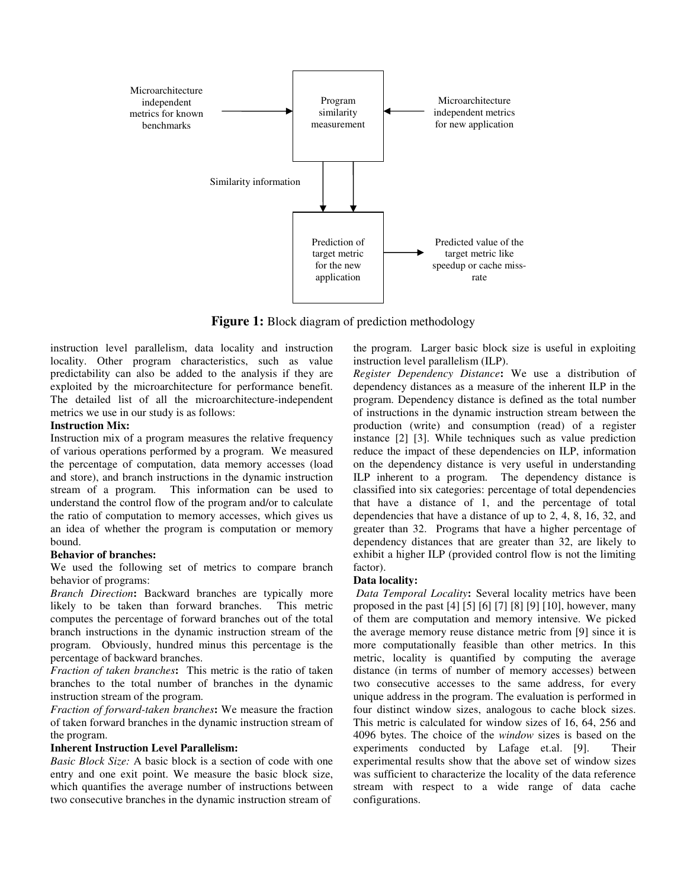**Figure 1:** Block diagram of prediction methodology

instruction level parallelism, data locality and instruction locality. Other program characteristics, such as value predictability can also be added to the analysis if they are exploited by the microarchitecture for performance benefit. The detailed list of all the microarchitecture-independent metrics we use in our study is as follows:

**Instruction Mix:**

Instruction mix of a program measures the relative frequency of various operations performed by a program. We measured the percentage of computation, data memory accesses (load and store), and branch instructions in the dynamic instruction stream of a program. This information can be used to understand the control flow of the program and/or to calculate the ratio of computation to memory accesses, which gives us an idea of whether the program is computation or memory bound.

**Behavior of branches:**

We used the following set of metrics to compare branch behavior of programs:

*Branch Direction***:** Backward branches are typically more likely to be taken than forward branches. This metric computes the percentage of forward branches out of the total branch instructions in the dynamic instruction stream of the program. Obviously, hundred minus this percentage is the percentage of backward branches.

*Fraction of taken branches***:** This metric is the ratio of taken branches to the total number of branches in the dynamic instruction stream of the program.

*Fraction of forward-taken branches***:** We measure the fraction of taken forward branches in the dynamic instruction stream of the program.

**Inherent Instruction Level Parallelism:**

*Basic Block Size:* A basic block is a section of code with one entry and one exit point. We measure the basic block size, which quantifies the average number of instructions between two consecutive branches in the dynamic instruction stream of the program. Larger basic block size is useful in exploiting instruction level parallelism (ILP).

*Register Dependency Distance***:** We use a distribution of dependency distances as a measure of the inherent ILP in the program. Dependency distance is defined as the total number of instructions in the dynamic instruction stream between the production (write) and consumption (read) of a register instance [2] [3]. While techniques such as value prediction reduce the impact of these dependencies on ILP, information on the dependency distance is very useful in understanding ILP inherent to a program. The dependency distance is classified into six categories: percentage of total dependencies that have a distance of 1, and the percentage of total dependencies that have a distance of up to 2, 4, 8, 16, 32, and greater than 32. Programs that have a higher percentage of dependency distances that are greater than 32, are likely to exhibit a higher ILP (provided control flow is not the limiting factor).

**Data locality:**

*Data Temporal Locality***:** Several locality metrics have been proposed in the past [4] [5] [6] [7] [8] [9] [10], however, many of them are computation and memory intensive. We picked the average memory reuse distance metric from [9] since it is more computationally feasible than other metrics. In this metric, locality is quantified by computing the average distance (in terms of number of memory accesses) between two consecutive accesses to the same address, for every unique address in the program. The evaluation is performed in four distinct window sizes, analogous to cache block sizes. This metric is calculated for window sizes of 16, 64, 256 and 4096 bytes. The choice of the *window* sizes is based on the experiments conducted by Lafage et.al. [9]. Their experimental results show that the above set of window sizes was sufficient to characterize the locality of the data reference stream with respect to a wide range of data cache configurations.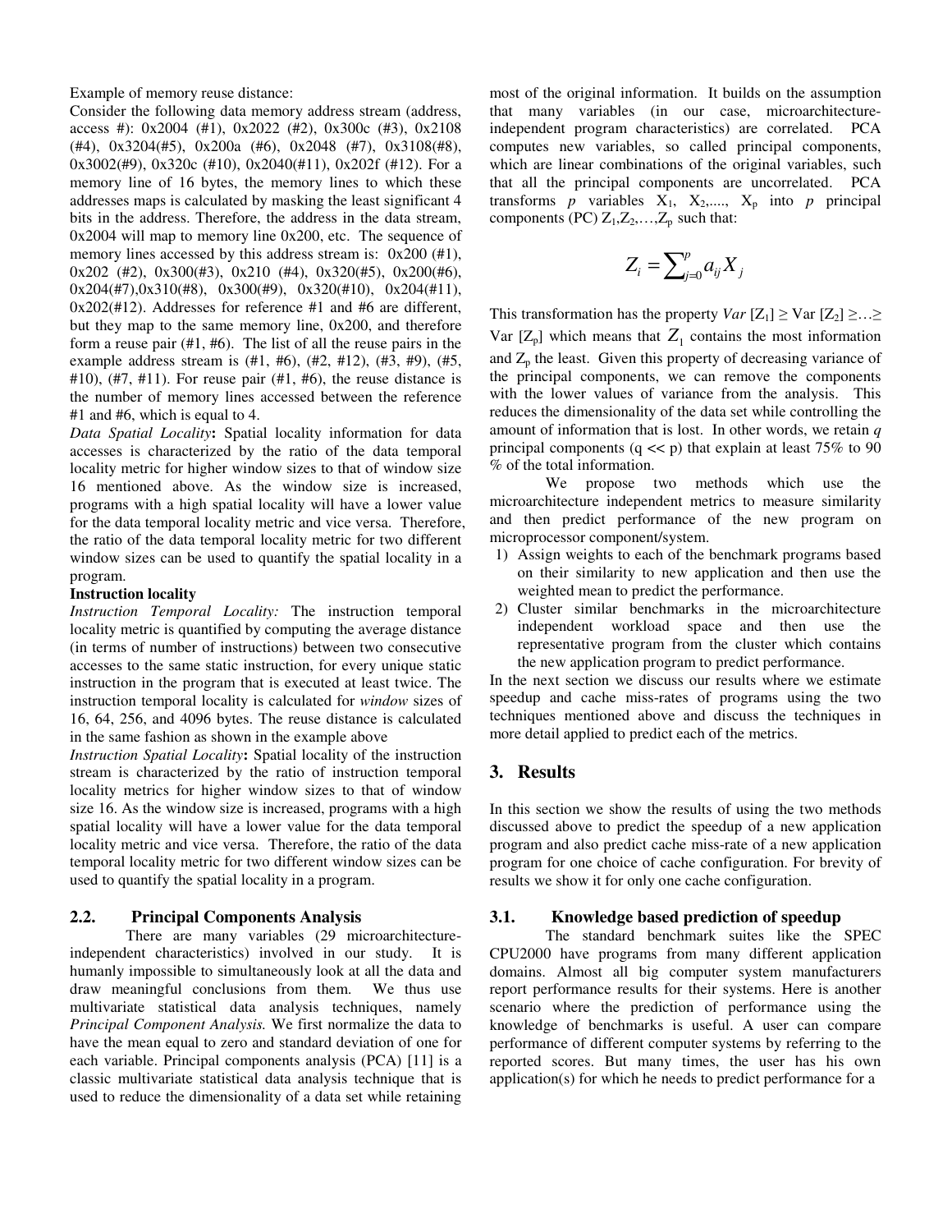Example of memory reuse distance:

Consider the following data memory address stream (address, access #): 0x2004 (#1), 0x2022 (#2), 0x300c (#3), 0x2108 (#4), 0x3204(#5), 0x200a (#6), 0x2048 (#7), 0x3108(#8), 0x3002(#9), 0x320c (#10), 0x2040(#11), 0x202f (#12). For a memory line of 16 bytes, the memory lines to which these addresses maps is calculated by masking the least significant 4 bits in the address. Therefore, the address in the data stream, 0x2004 will map to memory line 0x200, etc. The sequence of memory lines accessed by this address stream is: 0x200 (#1), 0x202 (#2), 0x300(#3), 0x210 (#4), 0x320(#5), 0x200(#6), 0x204(#7),0x310(#8), 0x300(#9), 0x320(#10), 0x204(#11), 0x202(#12). Addresses for reference #1 and #6 are different, but they map to the same memory line, 0x200, and therefore form a reuse pair (#1, #6). The list of all the reuse pairs in the example address stream is (#1, #6), (#2, #12), (#3, #9), (#5, #10), (#7, #11). For reuse pair (#1, #6), the reuse distance is the number of memory lines accessed between the reference #1 and #6, which is equal to 4.

*Data Spatial Locality*: Spatial locality information for data accesses is characterized by the ratio of the data temporal locality metric for higher window sizes to that of window size 16 mentioned above. As the window size is increased, programs with a high spatial locality will have a lower value for the data temporal locality metric and vice versa. Therefore, the ratio of the data temporal locality metric for two different window sizes can be used to quantify the spatial locality in a program.

**Instruction locality**

*Instruction Temporal Locality:* The instruction temporal locality metric is quantified by computing the average distance (in terms of number of instructions) between two consecutive accesses to the same static instruction, for every unique static instruction in the program that is executed at least twice. The instruction temporal locality is calculated for *window* sizes of 16, 64, 256, and 4096 bytes. The reuse distance is calculated in the same fashion as shown in the example above

*Instruction Spatial Locality*: Spatial locality of the instruction stream is characterized by the ratio of instruction temporal locality metrics for higher window sizes to that of window size 16. As the window size is increased, programs with a high spatial locality will have a lower value for the data temporal locality metric and vice versa. Therefore, the ratio of the data temporal locality metric for two different window sizes can be used to quantify the spatial locality in a program.

### 2.2. Principal Components Analysis

There are many variables (29 microarchitecture-independent characteristics) involved in our study. It is humanly impossible to simultaneously look at all the data and draw meaningful conclusions from them. We thus use multivariate statistical data analysis techniques, namely *Principal Component Analysis.* We first normalize the data to have the mean equal to zero and standard deviation of one for each variable. Principal components analysis (PCA) [11] is a classic multivariate statistical data analysis technique that is used to reduce the dimensionality of a data set while retaining most of the original information. It builds on the assumption that many variables (in our case, microarchitecture-independent program characteristics) are correlated. PCA computes new variables, so called principal components, which are linear combinations of the original variables, such that all the principal components are uncorrelated. PCA transforms $p$ variables $X_1, X_2, \ldots, X_p$ into $p$ principal components (PC) $Z_1, Z_2, \ldots, Z_p$ such that:

$$Z_i = \sum_{j=0}^{p} a_{ij} X_j$$

This transformation has the property $Var\,[Z_1] \geq Var\,[Z_2] \geq \ldots \geq Var\,[Z_p]$ which means that $Z_1$ contains the most information and $Z_p$ the least. Given this property of decreasing variance of the principal components, we can remove the components with the lower values of variance from the analysis. This reduces the dimensionality of the data set while controlling the amount of information that is lost. In other words, we retain $q$ principal components ($q << p$) that explain at least 75% to 90 % of the total information.

We propose two methods which use the microarchitecture independent metrics to measure similarity and then predict performance of the new program on microprocessor component/system.

1) Assign weights to each of the benchmark programs based on their similarity to new application and then use the weighted mean to predict the performance.
2) Cluster similar benchmarks in the microarchitecture independent workload space and then use the representative program from the cluster which contains the new application program to predict performance.

In the next section we discuss our results where we estimate speedup and cache miss-rates of programs using the two techniques mentioned above and discuss the techniques in more detail applied to predict each of the metrics.

## 3. Results

In this section we show the results of using the two methods discussed above to predict the speedup of a new application program and also predict cache miss-rate of a new application program for one choice of cache configuration. For brevity of results we show it for only one cache configuration.

### 3.1. Knowledge based prediction of speedup

The standard benchmark suites like the SPEC CPU2000 have programs from many different application domains. Almost all big computer system manufacturers report performance results for their systems. Here is another scenario where the prediction of performance using the knowledge of benchmarks is useful. A user can compare performance of different computer systems by referring to the reported scores. But many times, the user has his own application(s) for which he needs to predict performance for a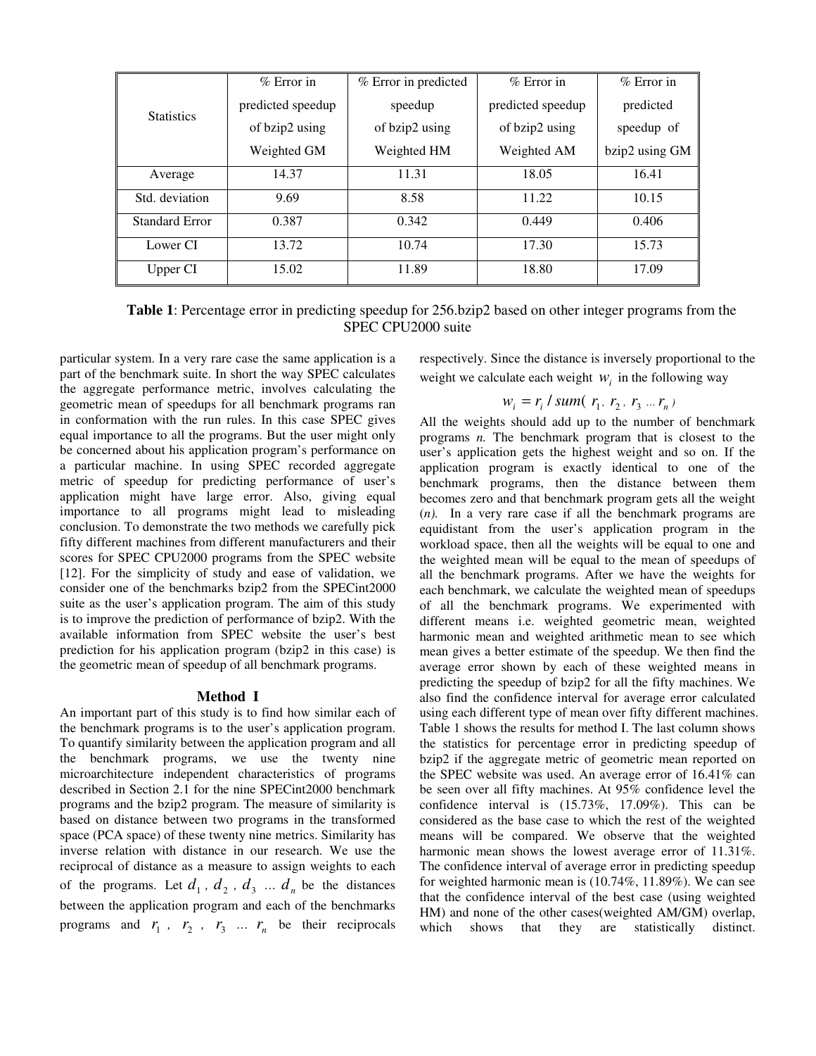| Statistics | % Error in predicted speedup of bzip2 using Weighted GM | % Error in predicted speedup of bzip2 using Weighted HM | % Error in predicted speedup of bzip2 using Weighted AM | % Error in predicted speedup of bzip2 using GM |
|---|---|---|---|---|
| Average | 14.37 | 11.31 | 18.05 | 16.41 |
| Std. deviation | 9.69 | 8.58 | 11.22 | 10.15 |
| Standard Error | 0.387 | 0.342 | 0.449 | 0.406 |
| Lower CI | 13.72 | 10.74 | 17.30 | 15.73 |
| Upper CI | 15.02 | 11.89 | 18.80 | 17.09 |

**Table 1**: Percentage error in predicting speedup for 256.bzip2 based on other integer programs from the SPEC CPU2000 suite

particular system. In a very rare case the same application is a part of the benchmark suite. In short the way SPEC calculates the aggregate performance metric, involves calculating the geometric mean of speedups for all benchmark programs ran in conformation with the run rules. In this case SPEC gives equal importance to all the programs. But the user might only be concerned about his application program's performance on a particular machine. In using SPEC recorded aggregate metric of speedup for predicting performance of user's application might have large error. Also, giving equal importance to all programs might lead to misleading conclusion. To demonstrate the two methods we carefully pick fifty different machines from different manufacturers and their scores for SPEC CPU2000 programs from the SPEC website [12]. For the simplicity of study and ease of validation, we consider one of the benchmarks bzip2 from the SPECint2000 suite as the user's application program. The aim of this study is to improve the prediction of performance of bzip2. With the available information from SPEC website the user's best prediction for his application program (bzip2 in this case) is the geometric mean of speedup of all benchmark programs.

### Method I

An important part of this study is to find how similar each of the benchmark programs is to the user's application program. To quantify similarity between the application program and all the benchmark programs, we use the twenty nine microarchitecture independent characteristics of programs described in Section 2.1 for the nine SPECint2000 benchmark programs and the bzip2 program. The measure of similarity is based on distance between two programs in the transformed space (PCA space) of these twenty nine metrics. Similarity has inverse relation with distance in our research. We use the reciprocal of distance as a measure to assign weights to each of the programs. Let $d_1$, $d_2$, $d_3$ ... $d_n$ be the distances between the application program and each of the benchmarks programs and $r_1$, $r_2$, $r_3$ ... $r_n$ be their reciprocals respectively. Since the distance is inversely proportional to the weight we calculate each weight $w_i$ in the following way

$$w_i = r_i \,/\, sum(\, r_1,\, r_2,\, r_3 \ldots r_n\,)$$

All the weights should add up to the number of benchmark programs *n*. The benchmark program that is closest to the user's application gets the highest weight and so on. If the application program is exactly identical to one of the benchmark programs, then the distance between them becomes zero and that benchmark program gets all the weight (*n*). In a very rare case if all the benchmark programs are equidistant from the user's application program in the workload space, then all the weights will be equal to one and the weighted mean will be equal to the mean of speedups of all the benchmark programs. After we have the weights for each benchmark, we calculate the weighted mean of speedups of all the benchmark programs. We experimented with different means i.e. weighted geometric mean, weighted harmonic mean and weighted arithmetic mean to see which mean gives a better estimate of the speedup. We then find the average error shown by each of these weighted means in predicting the speedup of bzip2 for all the fifty machines. We also find the confidence interval for average error calculated using each different type of mean over fifty different machines. Table 1 shows the results for method I. The last column shows the statistics for percentage error in predicting speedup of bzip2 if the aggregate metric of geometric mean reported on the SPEC website was used. An average error of 16.41% can be seen over all fifty machines. At 95% confidence level the confidence interval is (15.73%, 17.09%). This can be considered as the base case to which the rest of the weighted means will be compared. We observe that the weighted harmonic mean shows the lowest average error of 11.31%. The confidence interval of average error in predicting speedup for weighted harmonic mean is (10.74%, 11.89%). We can see that the confidence interval of the best case (using weighted HM) and none of the other cases(weighted AM/GM) overlap, which shows that they are statistically distinct.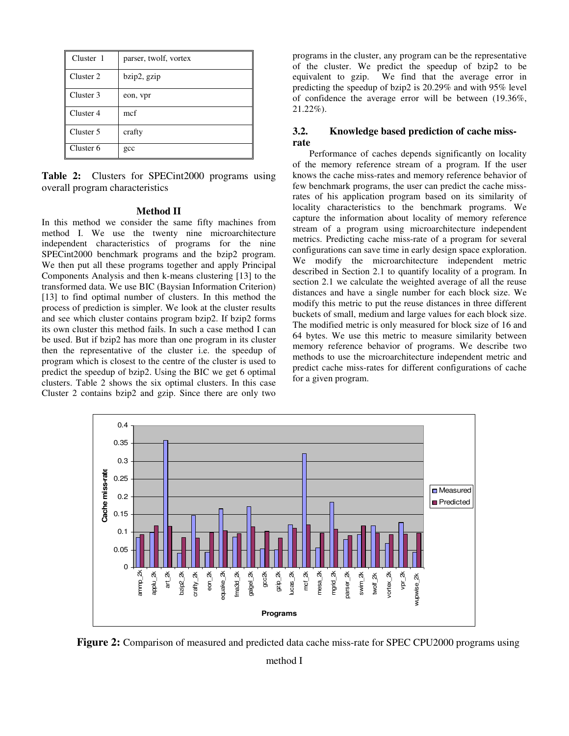| Cluster 1 | parser, twolf, vortex |
|---|---|
| Cluster 2 | bzip2, gzip |
| Cluster 3 | eon, vpr |
| Cluster 4 | mcf |
| Cluster 5 | crafty |
| Cluster 6 | gcc |

**Table 2:** Clusters for SPECint2000 programs using overall program characteristics

**Method II**

In this method we consider the same fifty machines from method I. We use the twenty nine microarchitecture independent characteristics of programs for the nine SPECint2000 benchmark programs and the bzip2 program. We then put all these programs together and apply Principal Components Analysis and then k-means clustering [13] to the transformed data. We use BIC (Baysian Information Criterion) [13] to find optimal number of clusters. In this method the process of prediction is simpler. We look at the cluster results and see which cluster contains program bzip2. If bzip2 forms its own cluster this method fails. In such a case method I can be used. But if bzip2 has more than one program in its cluster then the representative of the cluster i.e. the speedup of program which is closest to the centre of the cluster is used to predict the speedup of bzip2. Using the BIC we get 6 optimal clusters. Table 2 shows the six optimal clusters. In this case Cluster 2 contains bzip2 and gzip. Since there are only two programs in the cluster, any program can be the representative of the cluster. We predict the speedup of bzip2 to be equivalent to gzip. We find that the average error in predicting the speedup of bzip2 is 20.29% and with 95% level of confidence the average error will be between (19.36%, 21.22%).

### 3.2. Knowledge based prediction of cache miss-rate

Performance of caches depends significantly on locality of the memory reference stream of a program. If the user knows the cache miss-rates and memory reference behavior of few benchmark programs, the user can predict the cache miss-rates of his application program based on its similarity of locality characteristics to the benchmark programs. We capture the information about locality of memory reference stream of a program using microarchitecture independent metrics. Predicting cache miss-rate of a program for several configurations can save time in early design space exploration. We modify the microarchitecture independent metric described in Section 2.1 to quantify locality of a program. In section 2.1 we calculate the weighted average of all the reuse distances and have a single number for each block size. We modify this metric to put the reuse distances in three different buckets of small, medium and large values for each block size. The modified metric is only measured for block size of 16 and 64 bytes. We use this metric to measure similarity between memory reference behavior of programs. We describe two methods to use the microarchitecture independent metric and predict cache miss-rates for different configurations of cache for a given program.

**Figure 2:** Comparison of measured and predicted data cache miss-rate for SPEC CPU2000 programs using method I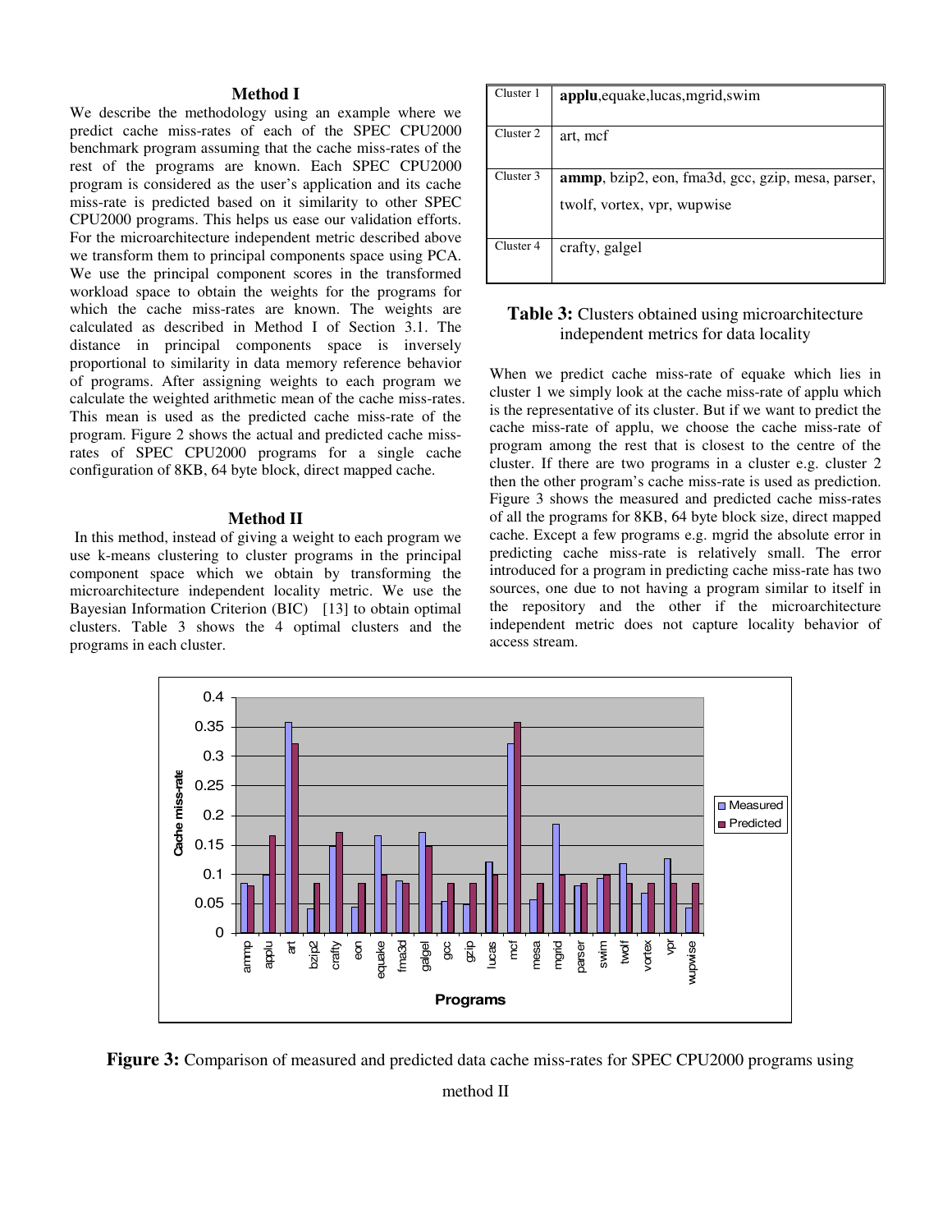### Method I

We describe the methodology using an example where we predict cache miss-rates of each of the SPEC CPU2000 benchmark program assuming that the cache miss-rates of the rest of the programs are known. Each SPEC CPU2000 program is considered as the user's application and its cache miss-rate is predicted based on it similarity to other SPEC CPU2000 programs. This helps us ease our validation efforts. For the microarchitecture independent metric described above we transform them to principal components space using PCA. We use the principal component scores in the transformed workload space to obtain the weights for the programs for which the cache miss-rates are known. The weights are calculated as described in Method I of Section 3.1. The distance in principal components space is inversely proportional to similarity in data memory reference behavior of programs. After assigning weights to each program we calculate the weighted arithmetic mean of the cache miss-rates. This mean is used as the predicted cache miss-rate of the program. Figure 2 shows the actual and predicted cache miss-rates of SPEC CPU2000 programs for a single cache configuration of 8KB, 64 byte block, direct mapped cache.

### Method II

In this method, instead of giving a weight to each program we use k-means clustering to cluster programs in the principal component space which we obtain by transforming the microarchitecture independent locality metric. We use the Bayesian Information Criterion (BIC) [13] to obtain optimal clusters. Table 3 shows the 4 optimal clusters and the programs in each cluster.

| | |
|---|---|
| Cluster 1 | **applu**,equake,lucas,mgrid,swim |
| Cluster 2 | art, mcf |
| Cluster 3 | **ammp**, bzip2, eon, fma3d, gcc, gzip, mesa, parser, twolf, vortex, vpr, wupwise |
| Cluster 4 | crafty, galgel |

**Table 3:** Clusters obtained using microarchitecture independent metrics for data locality

When we predict cache miss-rate of equake which lies in cluster 1 we simply look at the cache miss-rate of applu which is the representative of its cluster. But if we want to predict the cache miss-rate of applu, we choose the cache miss-rate of program among the rest that is closest to the centre of the cluster. If there are two programs in a cluster e.g. cluster 2 then the other program's cache miss-rate is used as prediction. Figure 3 shows the measured and predicted cache miss-rates of all the programs for 8KB, 64 byte block size, direct mapped cache. Except a few programs e.g. mgrid the absolute error in predicting cache miss-rate is relatively small. The error introduced for a program in predicting cache miss-rate has two sources, one due to not having a program similar to itself in the repository and the other if the microarchitecture independent metric does not capture locality behavior of access stream.

**Figure 3:** Comparison of measured and predicted data cache miss-rates for SPEC CPU2000 programs using method II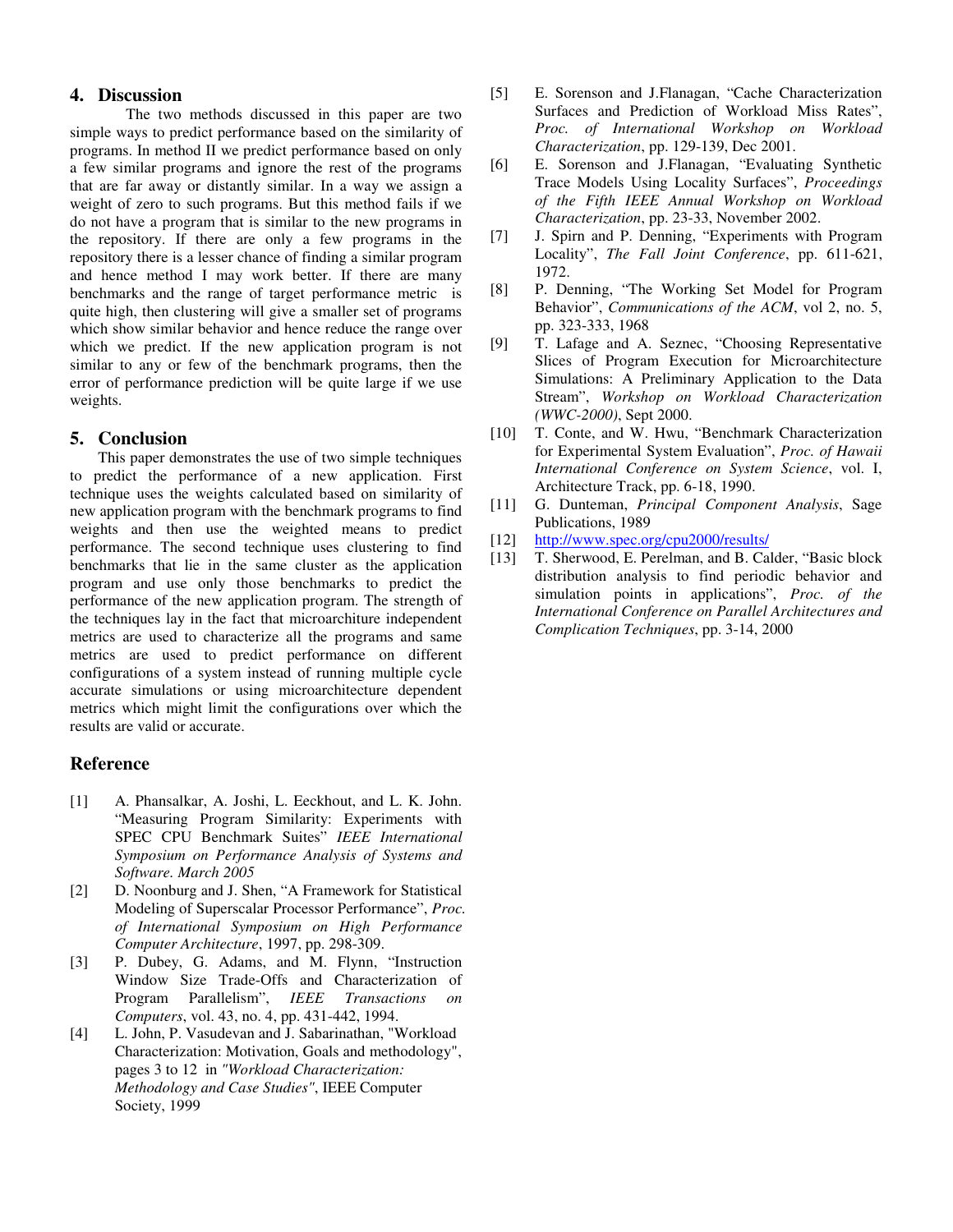## 4. Discussion

The two methods discussed in this paper are two simple ways to predict performance based on the similarity of programs. In method II we predict performance based on only a few similar programs and ignore the rest of the programs that are far away or distantly similar. In a way we assign a weight of zero to such programs. But this method fails if we do not have a program that is similar to the new programs in the repository. If there are only a few programs in the repository there is a lesser chance of finding a similar program and hence method I may work better. If there are many benchmarks and the range of target performance metric is quite high, then clustering will give a smaller set of programs which show similar behavior and hence reduce the range over which we predict. If the new application program is not similar to any or few of the benchmark programs, then the error of performance prediction will be quite large if we use weights.

## 5. Conclusion

This paper demonstrates the use of two simple techniques to predict the performance of a new application. First technique uses the weights calculated based on similarity of new application program with the benchmark programs to find weights and then use the weighted means to predict performance. The second technique uses clustering to find benchmarks that lie in the same cluster as the application program and use only those benchmarks to predict the performance of the new application program. The strength of the techniques lay in the fact that microarchiture independent metrics are used to characterize all the programs and same metrics are used to predict performance on different configurations of a system instead of running multiple cycle accurate simulations or using microarchitecture dependent metrics which might limit the configurations over which the results are valid or accurate.

## Reference

[1] A. Phansalkar, A. Joshi, L. Eeckhout, and L. K. John. “Measuring Program Similarity: Experiments with SPEC CPU Benchmark Suites” *IEEE International Symposium on Performance Analysis of Systems and Software. March 2005*

[2] D. Noonburg and J. Shen, “A Framework for Statistical Modeling of Superscalar Processor Performance”, *Proc. of International Symposium on High Performance Computer Architecture*, 1997, pp. 298-309.

[3] P. Dubey, G. Adams, and M. Flynn, “Instruction Window Size Trade-Offs and Characterization of Program Parallelism”, *IEEE Transactions on Computers*, vol. 43, no. 4, pp. 431-442, 1994.

[4] L. John, P. Vasudevan and J. Sabarinathan, "Workload Characterization: Motivation, Goals and methodology", pages 3 to 12 in *"Workload Characterization: Methodology and Case Studies"*, IEEE Computer Society, 1999

[5] E. Sorenson and J.Flanagan, “Cache Characterization Surfaces and Prediction of Workload Miss Rates”, *Proc. of International Workshop on Workload Characterization*, pp. 129-139, Dec 2001.

[6] E. Sorenson and J.Flanagan, “Evaluating Synthetic Trace Models Using Locality Surfaces”, *Proceedings of the Fifth IEEE Annual Workshop on Workload Characterization*, pp. 23-33, November 2002.

[7] J. Spirn and P. Denning, “Experiments with Program Locality”, *The Fall Joint Conference*, pp. 611-621, 1972.

[8] P. Denning, “The Working Set Model for Program Behavior”, *Communications of the ACM*, vol 2, no. 5, pp. 323-333, 1968

[9] T. Lafage and A. Seznec, “Choosing Representative Slices of Program Execution for Microarchitecture Simulations: A Preliminary Application to the Data Stream”, *Workshop on Workload Characterization (WWC-2000)*, Sept 2000.

[10] T. Conte, and W. Hwu, “Benchmark Characterization for Experimental System Evaluation”, *Proc. of Hawaii International Conference on System Science*, vol. I, Architecture Track, pp. 6-18, 1990.

[11] G. Dunteman, *Principal Component Analysis*, Sage Publications, 1989

[12] http://www.spec.org/cpu2000/results/

[13] T. Sherwood, E. Perelman, and B. Calder, “Basic block distribution analysis to find periodic behavior and simulation points in applications”, *Proc. of the International Conference on Parallel Architectures and Complication Techniques*, pp. 3-14, 2000